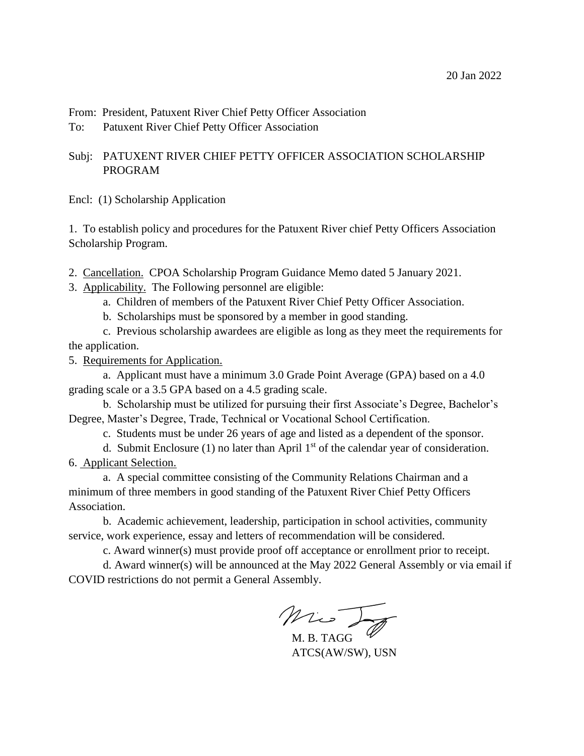20 Jan 2022

From: President, Patuxent River Chief Petty Officer Association
To: Patuxent River Chief Petty Officer Association

Subj: PATUXENT RIVER CHIEF PETTY OFFICER ASSOCIATION SCHOLARSHIP PROGRAM

Encl: (1) Scholarship Application

1. To establish policy and procedures for the Patuxent River chief Petty Officers Association Scholarship Program.

2. <u>Cancellation.</u> CPOA Scholarship Program Guidance Memo dated 5 January 2021.

3. <u>Applicability.</u> The Following personnel are eligible:

   a. Children of members of the Patuxent River Chief Petty Officer Association.

   b. Scholarships must be sponsored by a member in good standing.

   c. Previous scholarship awardees are eligible as long as they meet the requirements for the application.

5. <u>Requirements for Application.</u>

   a. Applicant must have a minimum 3.0 Grade Point Average (GPA) based on a 4.0 grading scale or a 3.5 GPA based on a 4.5 grading scale.

   b. Scholarship must be utilized for pursuing their first Associate's Degree, Bachelor's Degree, Master's Degree, Trade, Technical or Vocational School Certification.

   c. Students must be under 26 years of age and listed as a dependent of the sponsor.

   d. Submit Enclosure (1) no later than April 1st of the calendar year of consideration.

6. <u>Applicant Selection.</u>

   a. A special committee consisting of the Community Relations Chairman and a minimum of three members in good standing of the Patuxent River Chief Petty Officers Association.

   b. Academic achievement, leadership, participation in school activities, community service, work experience, essay and letters of recommendation will be considered.

   c. Award winner(s) must provide proof off acceptance or enrollment prior to receipt.

   d. Award winner(s) will be announced at the May 2022 General Assembly or via email if COVID restrictions do not permit a General Assembly.

M. B. TAGG
ATCS(AW/SW), USN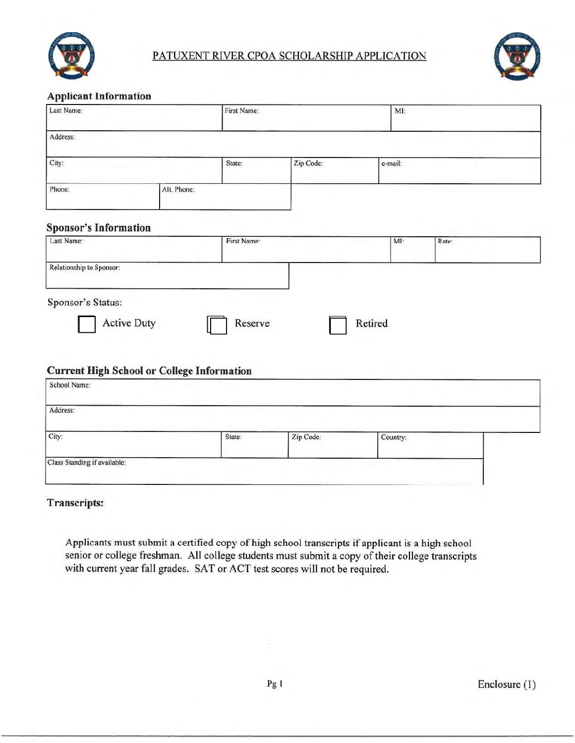# PATUXENT RIVER CPOA SCHOLARSHIP APPLICATION

## Applicant Information

| Last Name: | First Name: | MI: |
|---|---|---|
| Address: | | |
| City: | State: | Zip Code: | e-mail: |
| Phone: | Alt. Phone: | |

## Sponsor's Information

| Last Name: | First Name: | MI: | Rate: |
|---|---|---|---|
| Relationship to Sponsor: | | | |

Sponsor's Status:

☐ Active Duty ☐ Reserve ☐ Retired

## Current High School or College Information

| School Name: | | | |
|---|---|---|---|
| Address: | | | |
| City: | State: | Zip Code: | Country: |
| Class Standing if available: | | | |

## Transcripts:

Applicants must submit a certified copy of high school transcripts if applicant is a high school senior or college freshman. All college students must submit a copy of their college transcripts with current year fall grades. SAT or ACT test scores will not be required.

Enclosure (1)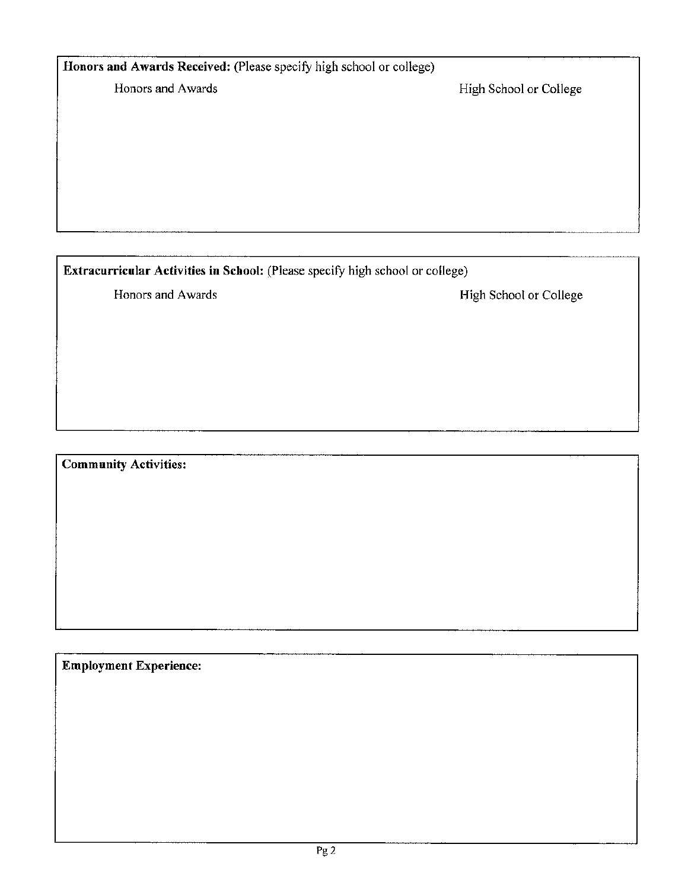**Honors and Awards Received:** (Please specify high school or college)

| Honors and Awards | High School or College |
| --- | --- |
| | |

**Extracurricular Activities in School:** (Please specify high school or college)

| Honors and Awards | High School or College |
| --- | --- |
| | |

**Community Activities:**

**Employment Experience:**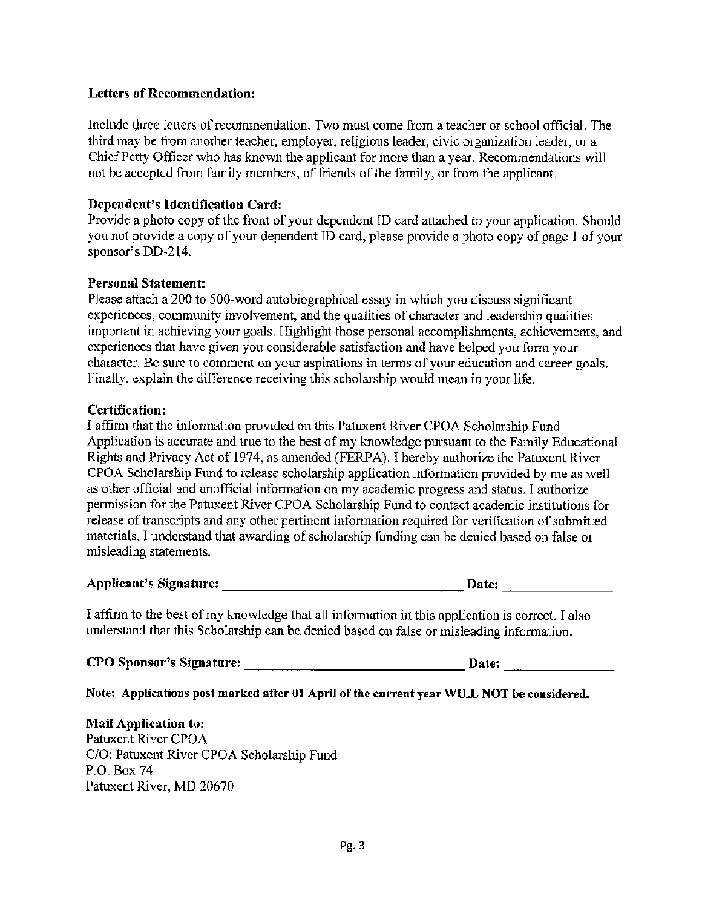**Letters of Recommendation:**

Include three letters of recommendation. Two must come from a teacher or school official. The third may be from another teacher, employer, religious leader, civic organization leader, or a Chief Petty Officer who has known the applicant for more than a year. Recommendations will not be accepted from family members, of friends of the family, or from the applicant.

**Dependent's Identification Card:**
Provide a photo copy of the front of your dependent ID card attached to your application. Should you not provide a copy of your dependent ID card, please provide a photo copy of page 1 of your sponsor's DD-214.

**Personal Statement:**
Please attach a 200 to 500-word autobiographical essay in which you discuss significant experiences, community involvement, and the qualities of character and leadership qualities important in achieving your goals. Highlight those personal accomplishments, achievements, and experiences that have given you considerable satisfaction and have helped you form your character. Be sure to comment on your aspirations in terms of your education and career goals. Finally, explain the difference receiving this scholarship would mean in your life.

**Certification:**
I affirm that the information provided on this Patuxent River CPOA Scholarship Fund Application is accurate and true to the best of my knowledge pursuant to the Family Educational Rights and Privacy Act of 1974, as amended (FERPA). I hereby authorize the Patuxent River CPOA Scholarship Fund to release scholarship application information provided by me as well as other official and unofficial information on my academic progress and status. I authorize permission for the Patuxent River CPOA Scholarship Fund to contact academic institutions for release of transcripts and any other pertinent information required for verification of submitted materials. I understand that awarding of scholarship funding can be denied based on false or misleading statements.

**Applicant's Signature:** ________________________________ **Date:** ______________

I affirm to the best of my knowledge that all information in this application is correct. I also understand that this Scholarship can be denied based on false or misleading information.

**CPO Sponsor's Signature:** ______________________________ **Date:** ______________

**Note: Applications post marked after 01 April of the current year WILL NOT be considered.**

**Mail Application to:**
Patuxent River CPOA
C/O: Patuxent River CPOA Scholarship Fund
P.O. Box 74
Patuxent River, MD 20670